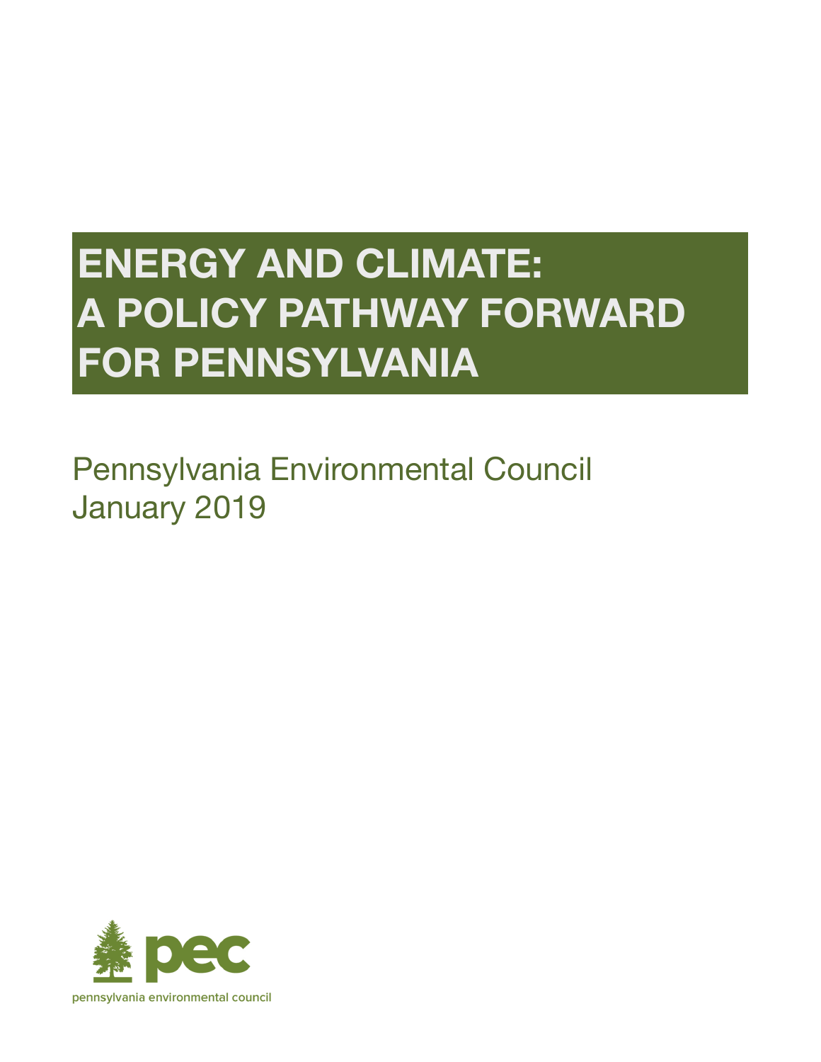# ENERGY AND CLIMATE: A POLICY PATHWAY FORWARD FOR PENNSYLVANIA

Pennsylvania Environmental Council
January 2019

pec

pennsylvania environmental council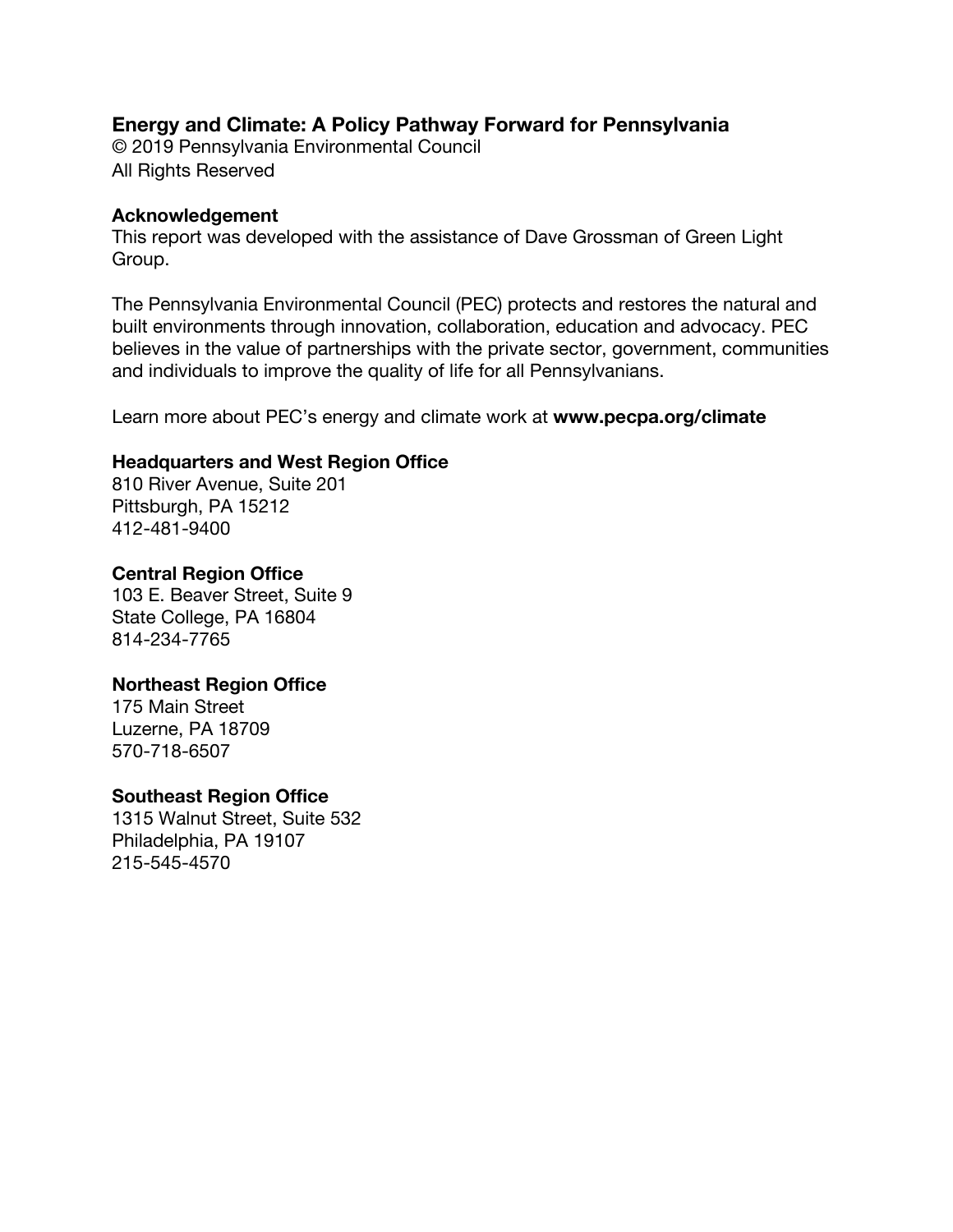**Energy and Climate: A Policy Pathway Forward for Pennsylvania**
© 2019 Pennsylvania Environmental Council
All Rights Reserved

**Acknowledgement**
This report was developed with the assistance of Dave Grossman of Green Light Group.

The Pennsylvania Environmental Council (PEC) protects and restores the natural and built environments through innovation, collaboration, education and advocacy. PEC believes in the value of partnerships with the private sector, government, communities and individuals to improve the quality of life for all Pennsylvanians.

Learn more about PEC's energy and climate work at **www.pecpa.org/climate**

**Headquarters and West Region Office**
810 River Avenue, Suite 201
Pittsburgh, PA 15212
412-481-9400

**Central Region Office**
103 E. Beaver Street, Suite 9
State College, PA 16804
814-234-7765

**Northeast Region Office**
175 Main Street
Luzerne, PA 18709
570-718-6507

**Southeast Region Office**
1315 Walnut Street, Suite 532
Philadelphia, PA 19107
215-545-4570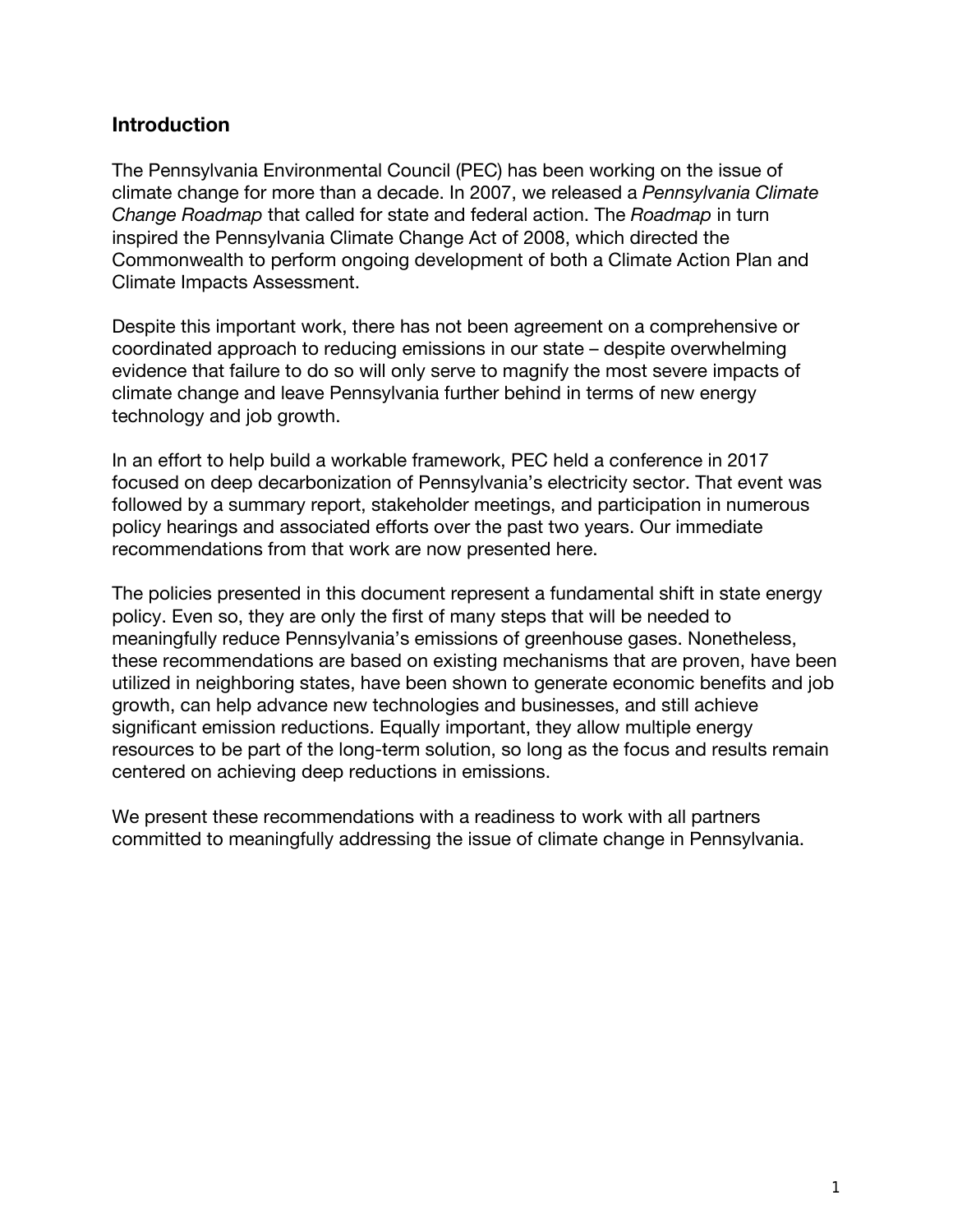## Introduction

The Pennsylvania Environmental Council (PEC) has been working on the issue of climate change for more than a decade. In 2007, we released a *Pennsylvania Climate Change Roadmap* that called for state and federal action. The *Roadmap* in turn inspired the Pennsylvania Climate Change Act of 2008, which directed the Commonwealth to perform ongoing development of both a Climate Action Plan and Climate Impacts Assessment.

Despite this important work, there has not been agreement on a comprehensive or coordinated approach to reducing emissions in our state – despite overwhelming evidence that failure to do so will only serve to magnify the most severe impacts of climate change and leave Pennsylvania further behind in terms of new energy technology and job growth.

In an effort to help build a workable framework, PEC held a conference in 2017 focused on deep decarbonization of Pennsylvania's electricity sector. That event was followed by a summary report, stakeholder meetings, and participation in numerous policy hearings and associated efforts over the past two years. Our immediate recommendations from that work are now presented here.

The policies presented in this document represent a fundamental shift in state energy policy. Even so, they are only the first of many steps that will be needed to meaningfully reduce Pennsylvania's emissions of greenhouse gases. Nonetheless, these recommendations are based on existing mechanisms that are proven, have been utilized in neighboring states, have been shown to generate economic benefits and job growth, can help advance new technologies and businesses, and still achieve significant emission reductions. Equally important, they allow multiple energy resources to be part of the long-term solution, so long as the focus and results remain centered on achieving deep reductions in emissions.

We present these recommendations with a readiness to work with all partners committed to meaningfully addressing the issue of climate change in Pennsylvania.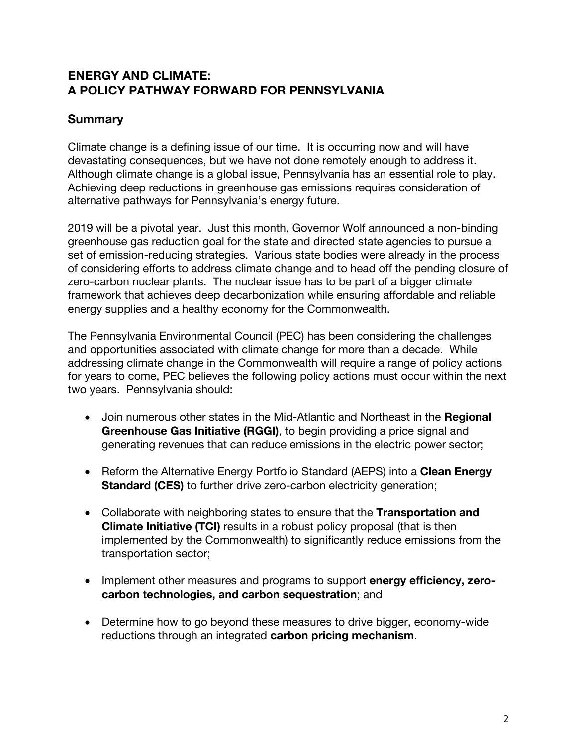## ENERGY AND CLIMATE:
## A POLICY PATHWAY FORWARD FOR PENNSYLVANIA

### Summary

Climate change is a defining issue of our time. It is occurring now and will have devastating consequences, but we have not done remotely enough to address it. Although climate change is a global issue, Pennsylvania has an essential role to play. Achieving deep reductions in greenhouse gas emissions requires consideration of alternative pathways for Pennsylvania's energy future.

2019 will be a pivotal year. Just this month, Governor Wolf announced a non-binding greenhouse gas reduction goal for the state and directed state agencies to pursue a set of emission-reducing strategies. Various state bodies were already in the process of considering efforts to address climate change and to head off the pending closure of zero-carbon nuclear plants. The nuclear issue has to be part of a bigger climate framework that achieves deep decarbonization while ensuring affordable and reliable energy supplies and a healthy economy for the Commonwealth.

The Pennsylvania Environmental Council (PEC) has been considering the challenges and opportunities associated with climate change for more than a decade. While addressing climate change in the Commonwealth will require a range of policy actions for years to come, PEC believes the following policy actions must occur within the next two years. Pennsylvania should:

- Join numerous other states in the Mid-Atlantic and Northeast in the **Regional Greenhouse Gas Initiative (RGGI)**, to begin providing a price signal and generating revenues that can reduce emissions in the electric power sector;
- Reform the Alternative Energy Portfolio Standard (AEPS) into a **Clean Energy Standard (CES)** to further drive zero-carbon electricity generation;
- Collaborate with neighboring states to ensure that the **Transportation and Climate Initiative (TCI)** results in a robust policy proposal (that is then implemented by the Commonwealth) to significantly reduce emissions from the transportation sector;
- Implement other measures and programs to support **energy efficiency, zero-carbon technologies, and carbon sequestration**; and
- Determine how to go beyond these measures to drive bigger, economy-wide reductions through an integrated **carbon pricing mechanism**.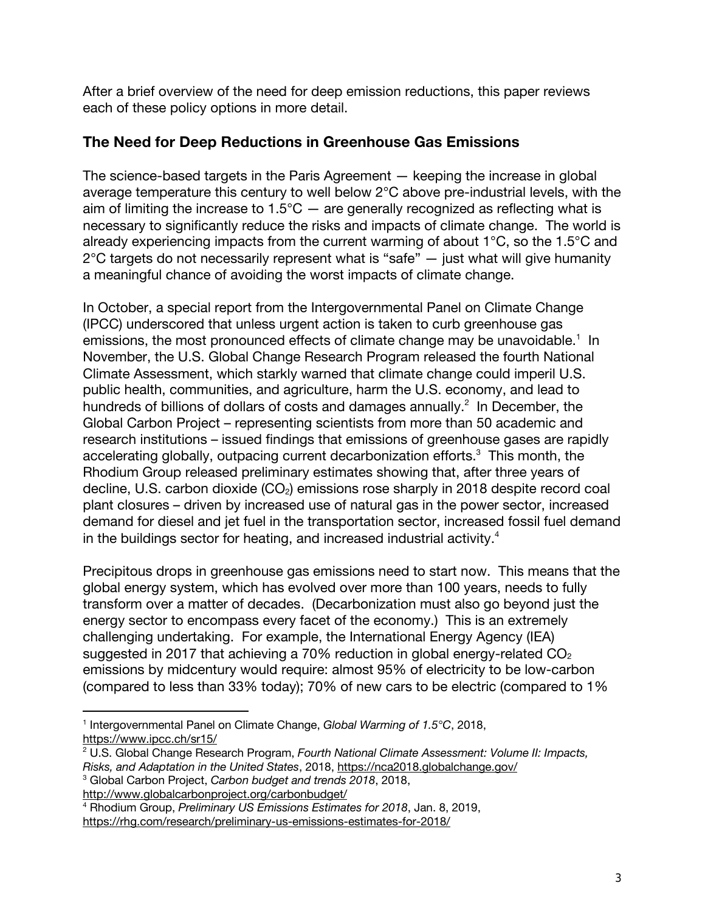After a brief overview of the need for deep emission reductions, this paper reviews each of these policy options in more detail.

## The Need for Deep Reductions in Greenhouse Gas Emissions

The science-based targets in the Paris Agreement — keeping the increase in global average temperature this century to well below 2°C above pre-industrial levels, with the aim of limiting the increase to 1.5°C — are generally recognized as reflecting what is necessary to significantly reduce the risks and impacts of climate change. The world is already experiencing impacts from the current warming of about 1°C, so the 1.5°C and 2°C targets do not necessarily represent what is "safe" — just what will give humanity a meaningful chance of avoiding the worst impacts of climate change.

In October, a special report from the Intergovernmental Panel on Climate Change (IPCC) underscored that unless urgent action is taken to curb greenhouse gas emissions, the most pronounced effects of climate change may be unavoidable.[1] In November, the U.S. Global Change Research Program released the fourth National Climate Assessment, which starkly warned that climate change could imperil U.S. public health, communities, and agriculture, harm the U.S. economy, and lead to hundreds of billions of dollars of costs and damages annually.[2] In December, the Global Carbon Project – representing scientists from more than 50 academic and research institutions – issued findings that emissions of greenhouse gases are rapidly accelerating globally, outpacing current decarbonization efforts.[3] This month, the Rhodium Group released preliminary estimates showing that, after three years of decline, U.S. carbon dioxide ($CO_2$) emissions rose sharply in 2018 despite record coal plant closures – driven by increased use of natural gas in the power sector, increased demand for diesel and jet fuel in the transportation sector, increased fossil fuel demand in the buildings sector for heating, and increased industrial activity.[4]

Precipitous drops in greenhouse gas emissions need to start now. This means that the global energy system, which has evolved over more than 100 years, needs to fully transform over a matter of decades. (Decarbonization must also go beyond just the energy sector to encompass every facet of the economy.) This is an extremely challenging undertaking. For example, the International Energy Agency (IEA) suggested in 2017 that achieving a 70% reduction in global energy-related $CO_2$ emissions by midcentury would require: almost 95% of electricity to be low-carbon (compared to less than 33% today); 70% of new cars to be electric (compared to 1%

---

[1] Intergovernmental Panel on Climate Change, *Global Warming of 1.5°C*, 2018, https://www.ipcc.ch/sr15/

[2] U.S. Global Change Research Program, *Fourth National Climate Assessment: Volume II: Impacts, Risks, and Adaptation in the United States*, 2018, https://nca2018.globalchange.gov/

[3] Global Carbon Project, *Carbon budget and trends 2018*, 2018, http://www.globalcarbonproject.org/carbonbudget/

[4] Rhodium Group, *Preliminary US Emissions Estimates for 2018*, Jan. 8, 2019, https://rhg.com/research/preliminary-us-emissions-estimates-for-2018/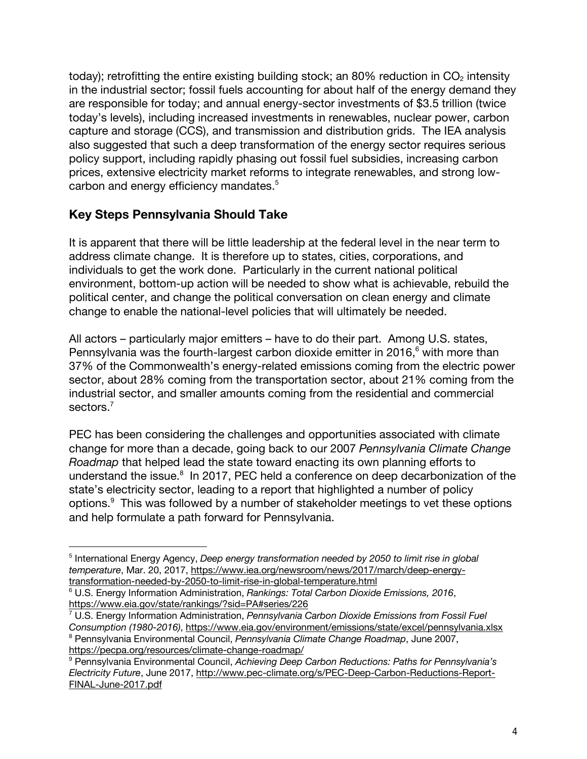today); retrofitting the entire existing building stock; an 80% reduction in $CO_2$ intensity in the industrial sector; fossil fuels accounting for about half of the energy demand they are responsible for today; and annual energy-sector investments of $3.5 trillion (twice today's levels), including increased investments in renewables, nuclear power, carbon capture and storage (CCS), and transmission and distribution grids. The IEA analysis also suggested that such a deep transformation of the energy sector requires serious policy support, including rapidly phasing out fossil fuel subsidies, increasing carbon prices, extensive electricity market reforms to integrate renewables, and strong low-carbon and energy efficiency mandates.[5]

## Key Steps Pennsylvania Should Take

It is apparent that there will be little leadership at the federal level in the near term to address climate change. It is therefore up to states, cities, corporations, and individuals to get the work done. Particularly in the current national political environment, bottom-up action will be needed to show what is achievable, rebuild the political center, and change the political conversation on clean energy and climate change to enable the national-level policies that will ultimately be needed.

All actors – particularly major emitters – have to do their part. Among U.S. states, Pennsylvania was the fourth-largest carbon dioxide emitter in 2016,[6] with more than 37% of the Commonwealth's energy-related emissions coming from the electric power sector, about 28% coming from the transportation sector, about 21% coming from the industrial sector, and smaller amounts coming from the residential and commercial sectors.[7]

PEC has been considering the challenges and opportunities associated with climate change for more than a decade, going back to our 2007 *Pennsylvania Climate Change Roadmap* that helped lead the state toward enacting its own planning efforts to understand the issue.[8] In 2017, PEC held a conference on deep decarbonization of the state's electricity sector, leading to a report that highlighted a number of policy options.[9] This was followed by a number of stakeholder meetings to vet these options and help formulate a path forward for Pennsylvania.

---

[5] International Energy Agency, *Deep energy transformation needed by 2050 to limit rise in global temperature*, Mar. 20, 2017, https://www.iea.org/newsroom/news/2017/march/deep-energy-transformation-needed-by-2050-to-limit-rise-in-global-temperature.html

[6] U.S. Energy Information Administration, *Rankings: Total Carbon Dioxide Emissions, 2016*, https://www.eia.gov/state/rankings/?sid=PA#series/226

[7] U.S. Energy Information Administration, *Pennsylvania Carbon Dioxide Emissions from Fossil Fuel Consumption (1980-2016)*, https://www.eia.gov/environment/emissions/state/excel/pennsylvania.xlsx

[8] Pennsylvania Environmental Council, *Pennsylvania Climate Change Roadmap*, June 2007, https://pecpa.org/resources/climate-change-roadmap/

[9] Pennsylvania Environmental Council, *Achieving Deep Carbon Reductions: Paths for Pennsylvania's Electricity Future*, June 2017, http://www.pec-climate.org/s/PEC-Deep-Carbon-Reductions-Report-FINAL-June-2017.pdf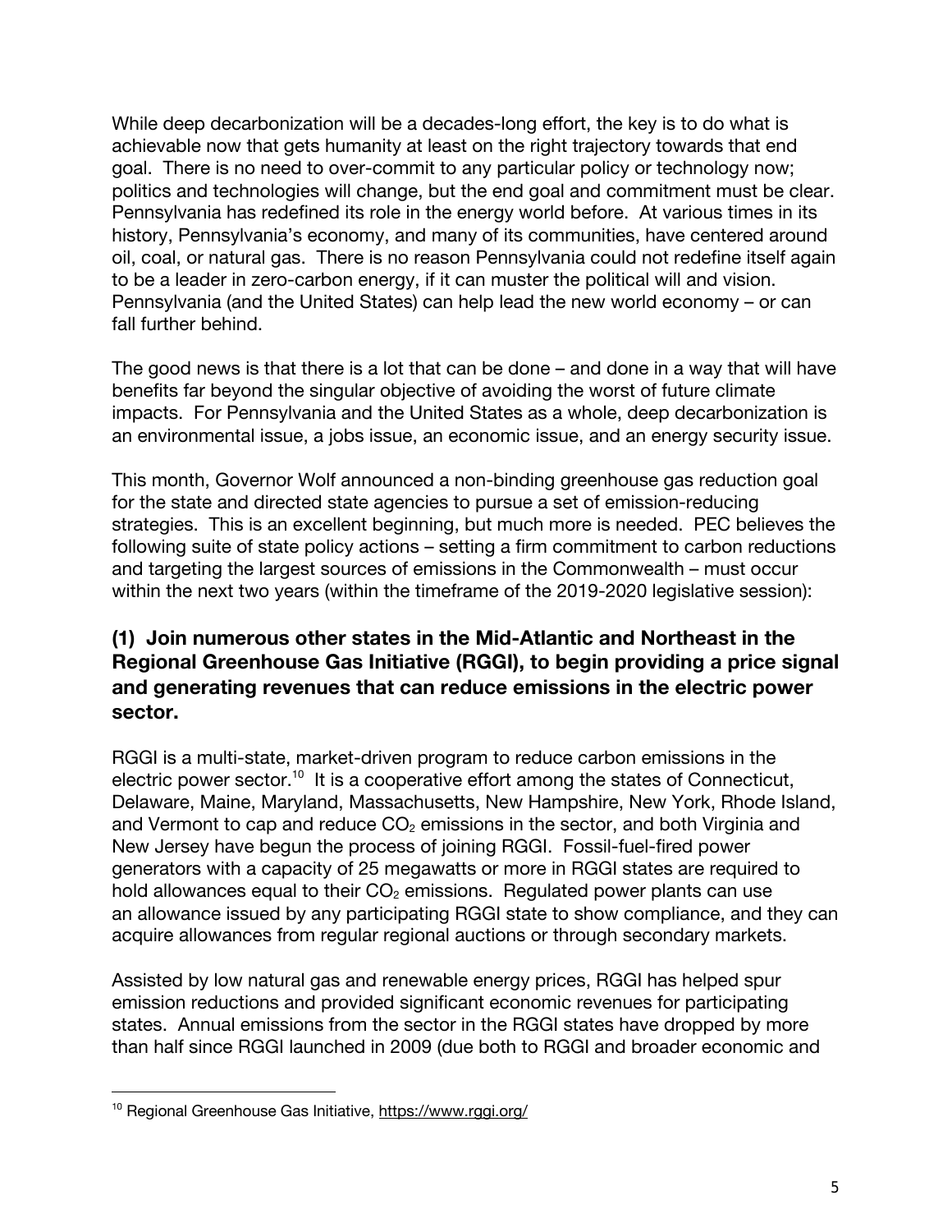While deep decarbonization will be a decades-long effort, the key is to do what is achievable now that gets humanity at least on the right trajectory towards that end goal. There is no need to over-commit to any particular policy or technology now; politics and technologies will change, but the end goal and commitment must be clear. Pennsylvania has redefined its role in the energy world before. At various times in its history, Pennsylvania's economy, and many of its communities, have centered around oil, coal, or natural gas. There is no reason Pennsylvania could not redefine itself again to be a leader in zero-carbon energy, if it can muster the political will and vision. Pennsylvania (and the United States) can help lead the new world economy – or can fall further behind.

The good news is that there is a lot that can be done – and done in a way that will have benefits far beyond the singular objective of avoiding the worst of future climate impacts. For Pennsylvania and the United States as a whole, deep decarbonization is an environmental issue, a jobs issue, an economic issue, and an energy security issue.

This month, Governor Wolf announced a non-binding greenhouse gas reduction goal for the state and directed state agencies to pursue a set of emission-reducing strategies. This is an excellent beginning, but much more is needed. PEC believes the following suite of state policy actions – setting a firm commitment to carbon reductions and targeting the largest sources of emissions in the Commonwealth – must occur within the next two years (within the timeframe of the 2019-2020 legislative session):

### (1) Join numerous other states in the Mid-Atlantic and Northeast in the Regional Greenhouse Gas Initiative (RGGI), to begin providing a price signal and generating revenues that can reduce emissions in the electric power sector.

RGGI is a multi-state, market-driven program to reduce carbon emissions in the electric power sector.[10] It is a cooperative effort among the states of Connecticut, Delaware, Maine, Maryland, Massachusetts, New Hampshire, New York, Rhode Island, and Vermont to cap and reduce $CO_2$ emissions in the sector, and both Virginia and New Jersey have begun the process of joining RGGI. Fossil-fuel-fired power generators with a capacity of 25 megawatts or more in RGGI states are required to hold allowances equal to their $CO_2$ emissions. Regulated power plants can use an allowance issued by any participating RGGI state to show compliance, and they can acquire allowances from regular regional auctions or through secondary markets.

Assisted by low natural gas and renewable energy prices, RGGI has helped spur emission reductions and provided significant economic revenues for participating states. Annual emissions from the sector in the RGGI states have dropped by more than half since RGGI launched in 2009 (due both to RGGI and broader economic and

---

[10] Regional Greenhouse Gas Initiative, https://www.rggi.org/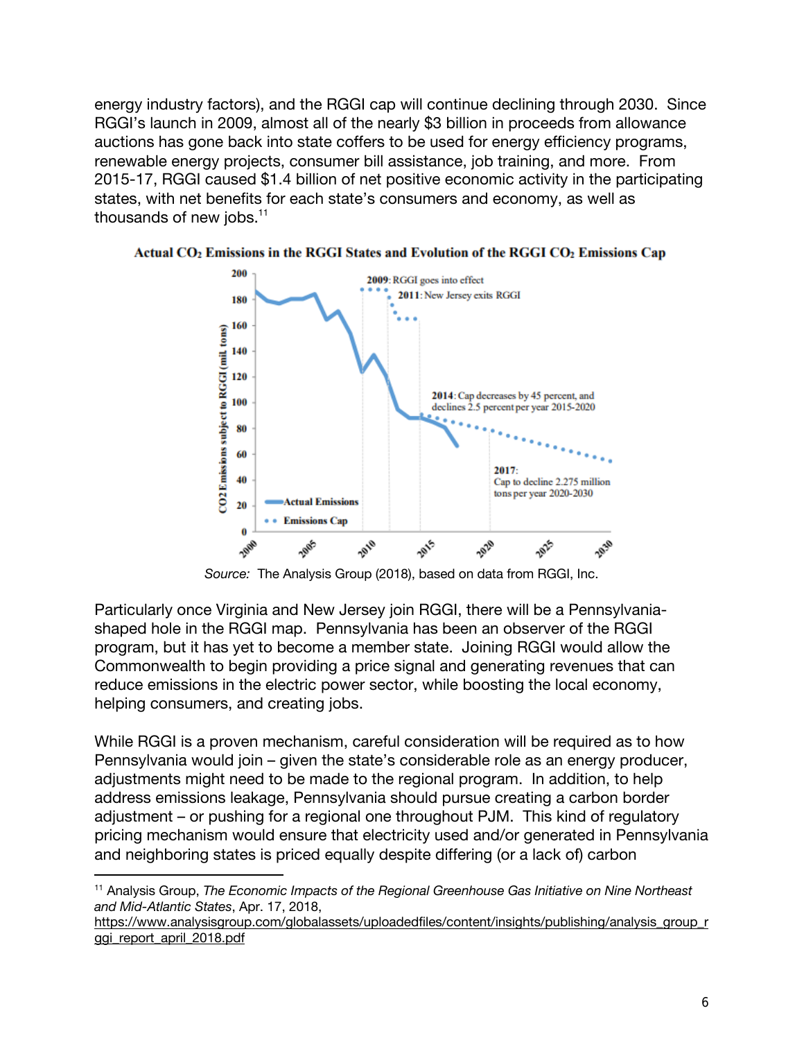energy industry factors), and the RGGI cap will continue declining through 2030. Since RGGI's launch in 2009, almost all of the nearly $3 billion in proceeds from allowance auctions has gone back into state coffers to be used for energy efficiency programs, renewable energy projects, consumer bill assistance, job training, and more. From 2015-17, RGGI caused $1.4 billion of net positive economic activity in the participating states, with net benefits for each state's consumers and economy, as well as thousands of new jobs.[11]

**Actual $CO_2$ Emissions in the RGGI States and Evolution of the RGGI $CO_2$ Emissions Cap**

*Source:* The Analysis Group (2018), based on data from RGGI, Inc.

Particularly once Virginia and New Jersey join RGGI, there will be a Pennsylvania-shaped hole in the RGGI map. Pennsylvania has been an observer of the RGGI program, but it has yet to become a member state. Joining RGGI would allow the Commonwealth to begin providing a price signal and generating revenues that can reduce emissions in the electric power sector, while boosting the local economy, helping consumers, and creating jobs.

While RGGI is a proven mechanism, careful consideration will be required as to how Pennsylvania would join – given the state's considerable role as an energy producer, adjustments might need to be made to the regional program. In addition, to help address emissions leakage, Pennsylvania should pursue creating a carbon border adjustment – or pushing for a regional one throughout PJM. This kind of regulatory pricing mechanism would ensure that electricity used and/or generated in Pennsylvania and neighboring states is priced equally despite differing (or a lack of) carbon

---

[11] Analysis Group, *The Economic Impacts of the Regional Greenhouse Gas Initiative on Nine Northeast and Mid-Atlantic States*, Apr. 17, 2018, https://www.analysisgroup.com/globalassets/uploadedfiles/content/insights/publishing/analysis_group_rggi_report_april_2018.pdf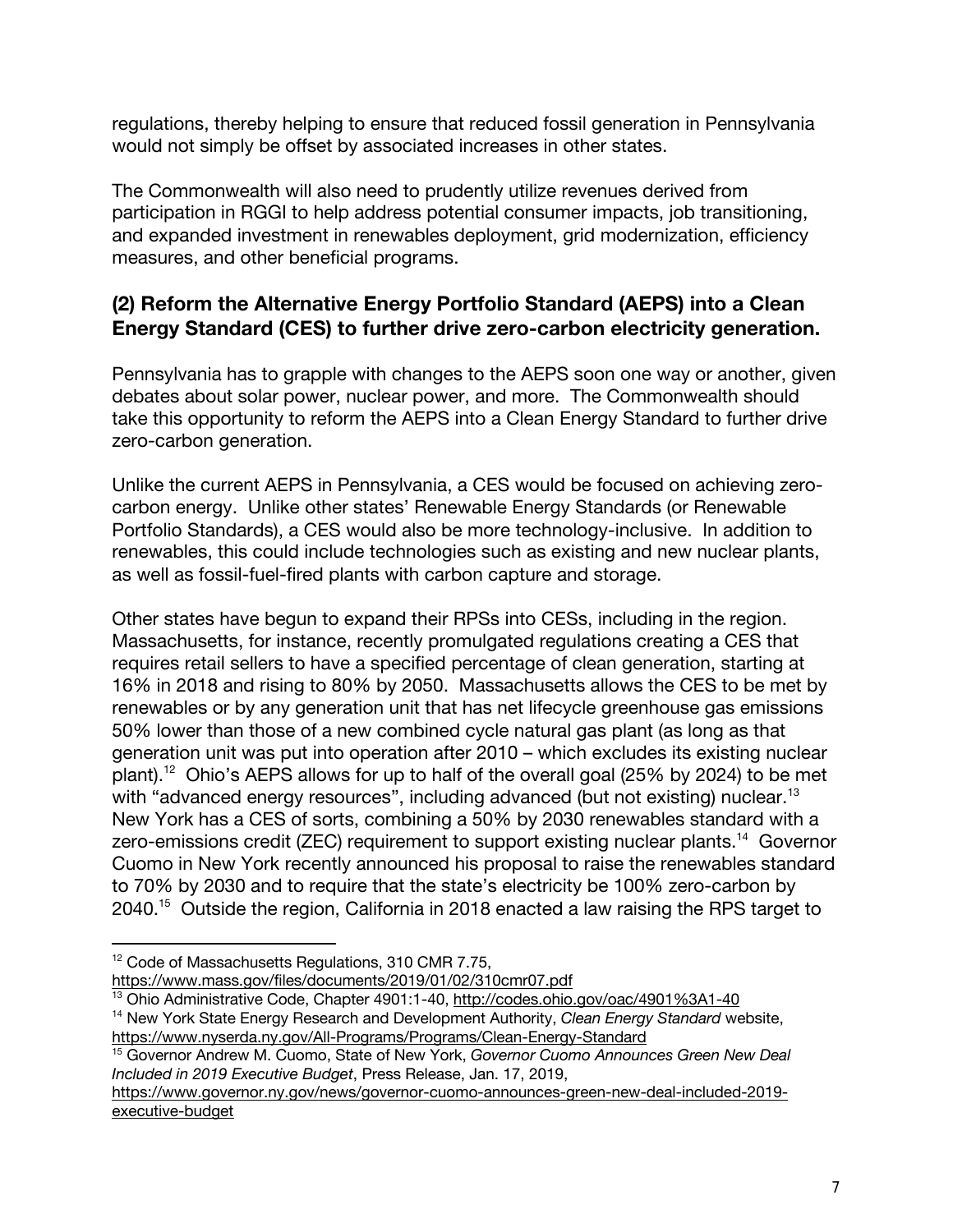regulations, thereby helping to ensure that reduced fossil generation in Pennsylvania would not simply be offset by associated increases in other states.

The Commonwealth will also need to prudently utilize revenues derived from participation in RGGI to help address potential consumer impacts, job transitioning, and expanded investment in renewables deployment, grid modernization, efficiency measures, and other beneficial programs.

### (2) Reform the Alternative Energy Portfolio Standard (AEPS) into a Clean Energy Standard (CES) to further drive zero-carbon electricity generation.

Pennsylvania has to grapple with changes to the AEPS soon one way or another, given debates about solar power, nuclear power, and more. The Commonwealth should take this opportunity to reform the AEPS into a Clean Energy Standard to further drive zero-carbon generation.

Unlike the current AEPS in Pennsylvania, a CES would be focused on achieving zero-carbon energy. Unlike other states' Renewable Energy Standards (or Renewable Portfolio Standards), a CES would also be more technology-inclusive. In addition to renewables, this could include technologies such as existing and new nuclear plants, as well as fossil-fuel-fired plants with carbon capture and storage.

Other states have begun to expand their RPSs into CESs, including in the region. Massachusetts, for instance, recently promulgated regulations creating a CES that requires retail sellers to have a specified percentage of clean generation, starting at 16% in 2018 and rising to 80% by 2050. Massachusetts allows the CES to be met by renewables or by any generation unit that has net lifecycle greenhouse gas emissions 50% lower than those of a new combined cycle natural gas plant (as long as that generation unit was put into operation after 2010 – which excludes its existing nuclear plant).[12] Ohio's AEPS allows for up to half of the overall goal (25% by 2024) to be met with "advanced energy resources", including advanced (but not existing) nuclear.[13] New York has a CES of sorts, combining a 50% by 2030 renewables standard with a zero-emissions credit (ZEC) requirement to support existing nuclear plants.[14] Governor Cuomo in New York recently announced his proposal to raise the renewables standard to 70% by 2030 and to require that the state's electricity be 100% zero-carbon by 2040.[15] Outside the region, California in 2018 enacted a law raising the RPS target to

---

[12] Code of Massachusetts Regulations, 310 CMR 7.75, https://www.mass.gov/files/documents/2019/01/02/310cmr07.pdf

[13] Ohio Administrative Code, Chapter 4901:1-40, http://codes.ohio.gov/oac/4901%3A1-40

[14] New York State Energy Research and Development Authority, *Clean Energy Standard* website, https://www.nyserda.ny.gov/All-Programs/Programs/Clean-Energy-Standard

[15] Governor Andrew M. Cuomo, State of New York, *Governor Cuomo Announces Green New Deal Included in 2019 Executive Budget*, Press Release, Jan. 17, 2019, https://www.governor.ny.gov/news/governor-cuomo-announces-green-new-deal-included-2019-executive-budget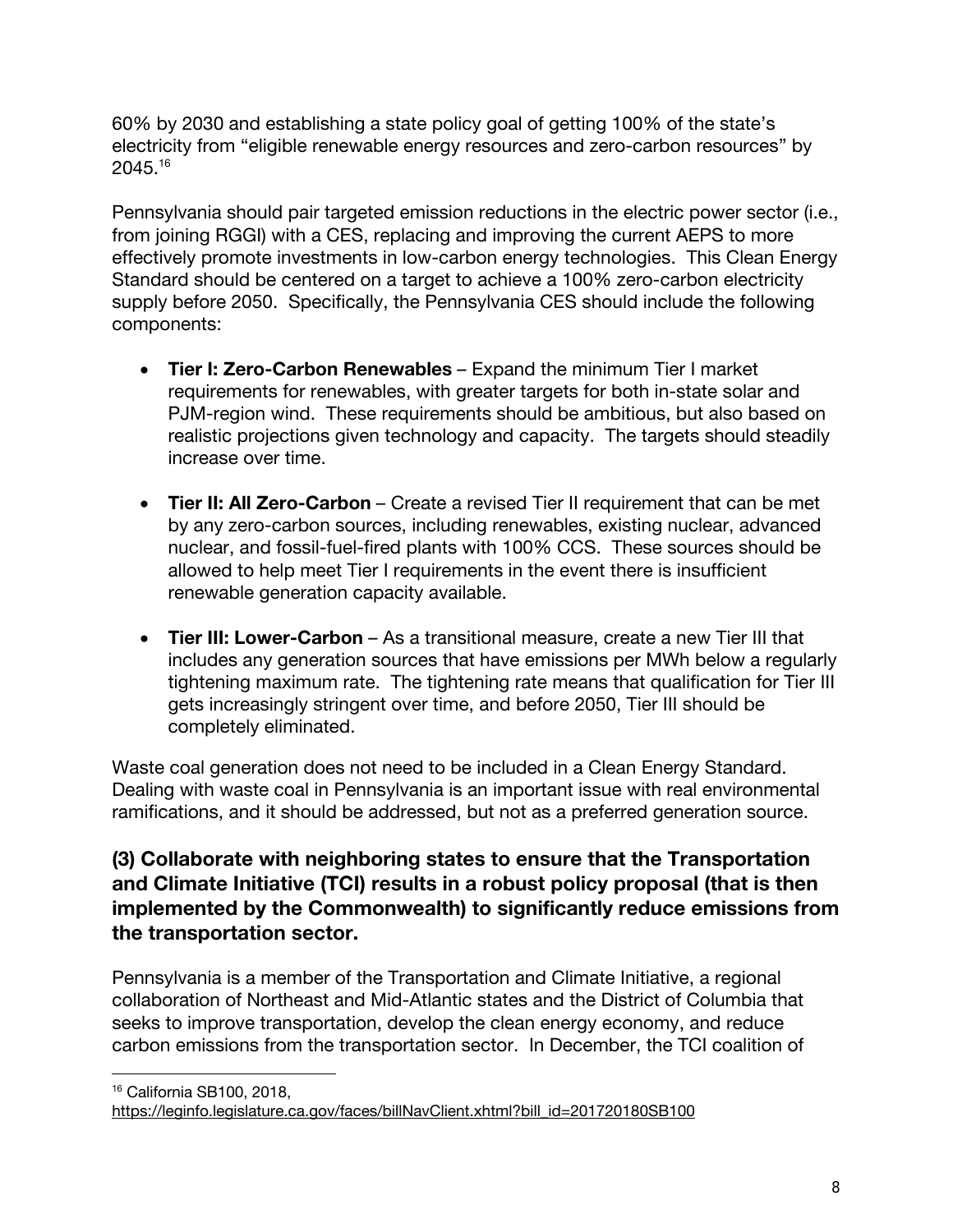60% by 2030 and establishing a state policy goal of getting 100% of the state's electricity from "eligible renewable energy resources and zero-carbon resources" by 2045.[16]

Pennsylvania should pair targeted emission reductions in the electric power sector (i.e., from joining RGGI) with a CES, replacing and improving the current AEPS to more effectively promote investments in low-carbon energy technologies. This Clean Energy Standard should be centered on a target to achieve a 100% zero-carbon electricity supply before 2050. Specifically, the Pennsylvania CES should include the following components:

- **Tier I: Zero-Carbon Renewables** – Expand the minimum Tier I market requirements for renewables, with greater targets for both in-state solar and PJM-region wind. These requirements should be ambitious, but also based on realistic projections given technology and capacity. The targets should steadily increase over time.

- **Tier II: All Zero-Carbon** – Create a revised Tier II requirement that can be met by any zero-carbon sources, including renewables, existing nuclear, advanced nuclear, and fossil-fuel-fired plants with 100% CCS. These sources should be allowed to help meet Tier I requirements in the event there is insufficient renewable generation capacity available.

- **Tier III: Lower-Carbon** – As a transitional measure, create a new Tier III that includes any generation sources that have emissions per MWh below a regularly tightening maximum rate. The tightening rate means that qualification for Tier III gets increasingly stringent over time, and before 2050, Tier III should be completely eliminated.

Waste coal generation does not need to be included in a Clean Energy Standard. Dealing with waste coal in Pennsylvania is an important issue with real environmental ramifications, and it should be addressed, but not as a preferred generation source.

### (3) Collaborate with neighboring states to ensure that the Transportation and Climate Initiative (TCI) results in a robust policy proposal (that is then implemented by the Commonwealth) to significantly reduce emissions from the transportation sector.

Pennsylvania is a member of the Transportation and Climate Initiative, a regional collaboration of Northeast and Mid-Atlantic states and the District of Columbia that seeks to improve transportation, develop the clean energy economy, and reduce carbon emissions from the transportation sector. In December, the TCI coalition of

[16] California SB100, 2018, https://leginfo.legislature.ca.gov/faces/billNavClient.xhtml?bill_id=201720180SB100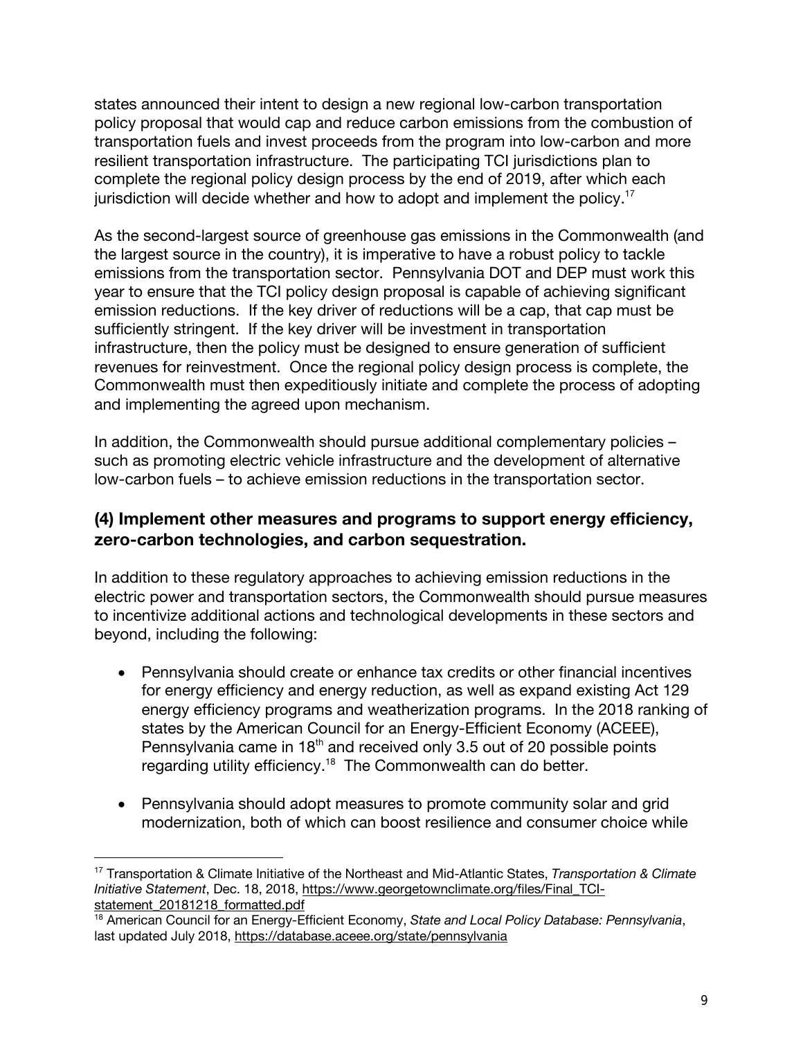states announced their intent to design a new regional low-carbon transportation policy proposal that would cap and reduce carbon emissions from the combustion of transportation fuels and invest proceeds from the program into low-carbon and more resilient transportation infrastructure. The participating TCI jurisdictions plan to complete the regional policy design process by the end of 2019, after which each jurisdiction will decide whether and how to adopt and implement the policy.[17]

As the second-largest source of greenhouse gas emissions in the Commonwealth (and the largest source in the country), it is imperative to have a robust policy to tackle emissions from the transportation sector. Pennsylvania DOT and DEP must work this year to ensure that the TCI policy design proposal is capable of achieving significant emission reductions. If the key driver of reductions will be a cap, that cap must be sufficiently stringent. If the key driver will be investment in transportation infrastructure, then the policy must be designed to ensure generation of sufficient revenues for reinvestment. Once the regional policy design process is complete, the Commonwealth must then expeditiously initiate and complete the process of adopting and implementing the agreed upon mechanism.

In addition, the Commonwealth should pursue additional complementary policies – such as promoting electric vehicle infrastructure and the development of alternative low-carbon fuels – to achieve emission reductions in the transportation sector.

### (4) Implement other measures and programs to support energy efficiency, zero-carbon technologies, and carbon sequestration.

In addition to these regulatory approaches to achieving emission reductions in the electric power and transportation sectors, the Commonwealth should pursue measures to incentivize additional actions and technological developments in these sectors and beyond, including the following:

- Pennsylvania should create or enhance tax credits or other financial incentives for energy efficiency and energy reduction, as well as expand existing Act 129 energy efficiency programs and weatherization programs. In the 2018 ranking of states by the American Council for an Energy-Efficient Economy (ACEEE), Pennsylvania came in 18th and received only 3.5 out of 20 possible points regarding utility efficiency.[18] The Commonwealth can do better.

- Pennsylvania should adopt measures to promote community solar and grid modernization, both of which can boost resilience and consumer choice while

---

[17] Transportation & Climate Initiative of the Northeast and Mid-Atlantic States, *Transportation & Climate Initiative Statement*, Dec. 18, 2018, https://www.georgetownclimate.org/files/Final_TCI-statement_20181218_formatted.pdf

[18] American Council for an Energy-Efficient Economy, *State and Local Policy Database: Pennsylvania*, last updated July 2018, https://database.aceee.org/state/pennsylvania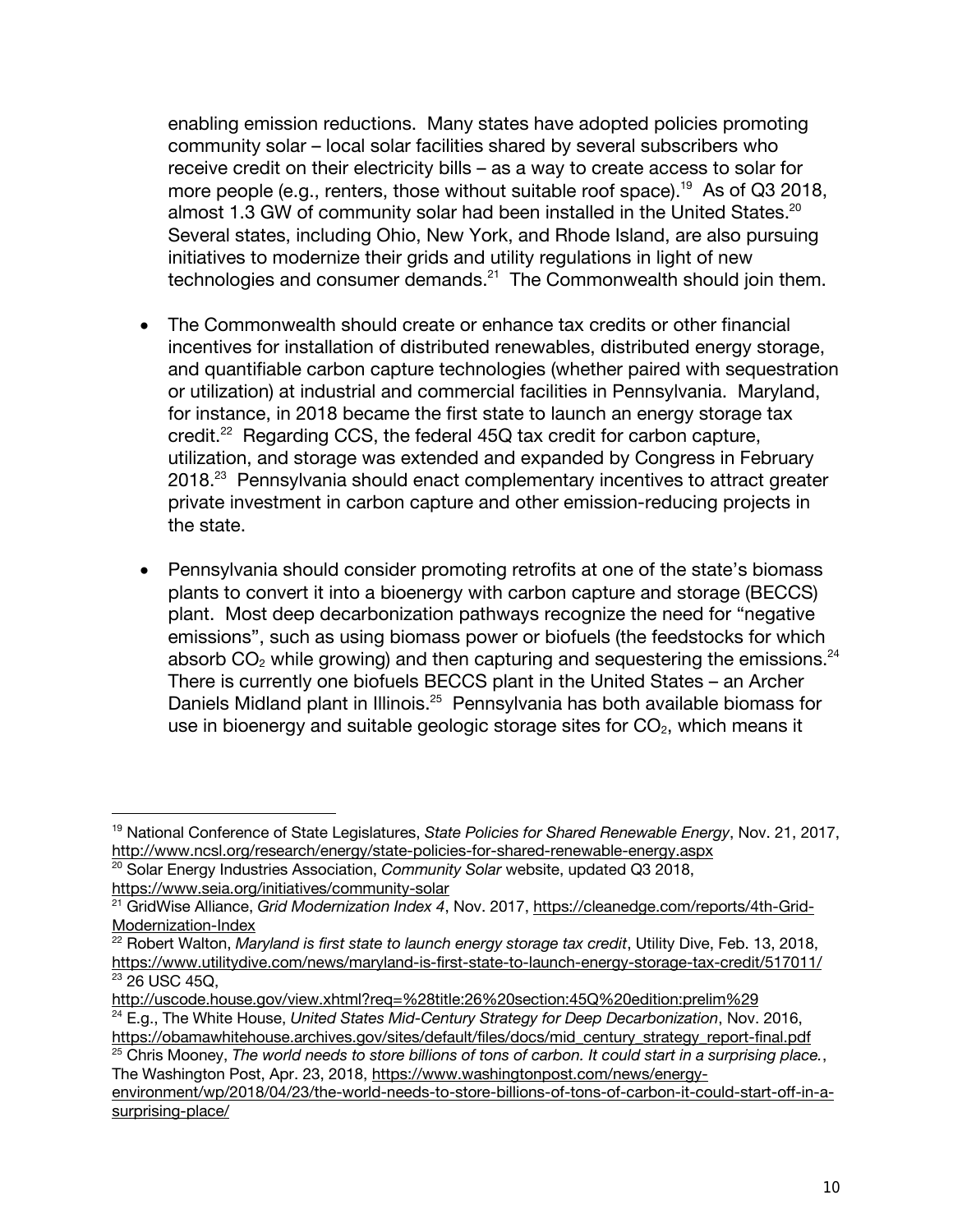enabling emission reductions. Many states have adopted policies promoting community solar – local solar facilities shared by several subscribers who receive credit on their electricity bills – as a way to create access to solar for more people (e.g., renters, those without suitable roof space).[19] As of Q3 2018, almost 1.3 GW of community solar had been installed in the United States.[20] Several states, including Ohio, New York, and Rhode Island, are also pursuing initiatives to modernize their grids and utility regulations in light of new technologies and consumer demands.[21] The Commonwealth should join them.

- The Commonwealth should create or enhance tax credits or other financial incentives for installation of distributed renewables, distributed energy storage, and quantifiable carbon capture technologies (whether paired with sequestration or utilization) at industrial and commercial facilities in Pennsylvania. Maryland, for instance, in 2018 became the first state to launch an energy storage tax credit.[22] Regarding CCS, the federal 45Q tax credit for carbon capture, utilization, and storage was extended and expanded by Congress in February 2018.[23] Pennsylvania should enact complementary incentives to attract greater private investment in carbon capture and other emission-reducing projects in the state.

- Pennsylvania should consider promoting retrofits at one of the state's biomass plants to convert it into a bioenergy with carbon capture and storage (BECCS) plant. Most deep decarbonization pathways recognize the need for "negative emissions", such as using biomass power or biofuels (the feedstocks for which absorb $CO_2$ while growing) and then capturing and sequestering the emissions.[24] There is currently one biofuels BECCS plant in the United States – an Archer Daniels Midland plant in Illinois.[25] Pennsylvania has both available biomass for use in bioenergy and suitable geologic storage sites for $CO_2$, which means it

---

[19] National Conference of State Legislatures, *State Policies for Shared Renewable Energy*, Nov. 21, 2017, http://www.ncsl.org/research/energy/state-policies-for-shared-renewable-energy.aspx

[20] Solar Energy Industries Association, *Community Solar* website, updated Q3 2018, https://www.seia.org/initiatives/community-solar

[21] GridWise Alliance, *Grid Modernization Index 4*, Nov. 2017, https://cleanedge.com/reports/4th-Grid-Modernization-Index

[22] Robert Walton, *Maryland is first state to launch energy storage tax credit*, Utility Dive, Feb. 13, 2018, https://www.utilitydive.com/news/maryland-is-first-state-to-launch-energy-storage-tax-credit/517011/

[23] 26 USC 45Q, http://uscode.house.gov/view.xhtml?req=%28title:26%20section:45Q%20edition:prelim%29

[24] E.g., The White House, *United States Mid-Century Strategy for Deep Decarbonization*, Nov. 2016, https://obamawhitehouse.archives.gov/sites/default/files/docs/mid_century_strategy_report-final.pdf

[25] Chris Mooney, *The world needs to store billions of tons of carbon. It could start in a surprising place.*, The Washington Post, Apr. 23, 2018, https://www.washingtonpost.com/news/energy-environment/wp/2018/04/23/the-world-needs-to-store-billions-of-tons-of-carbon-it-could-start-off-in-a-surprising-place/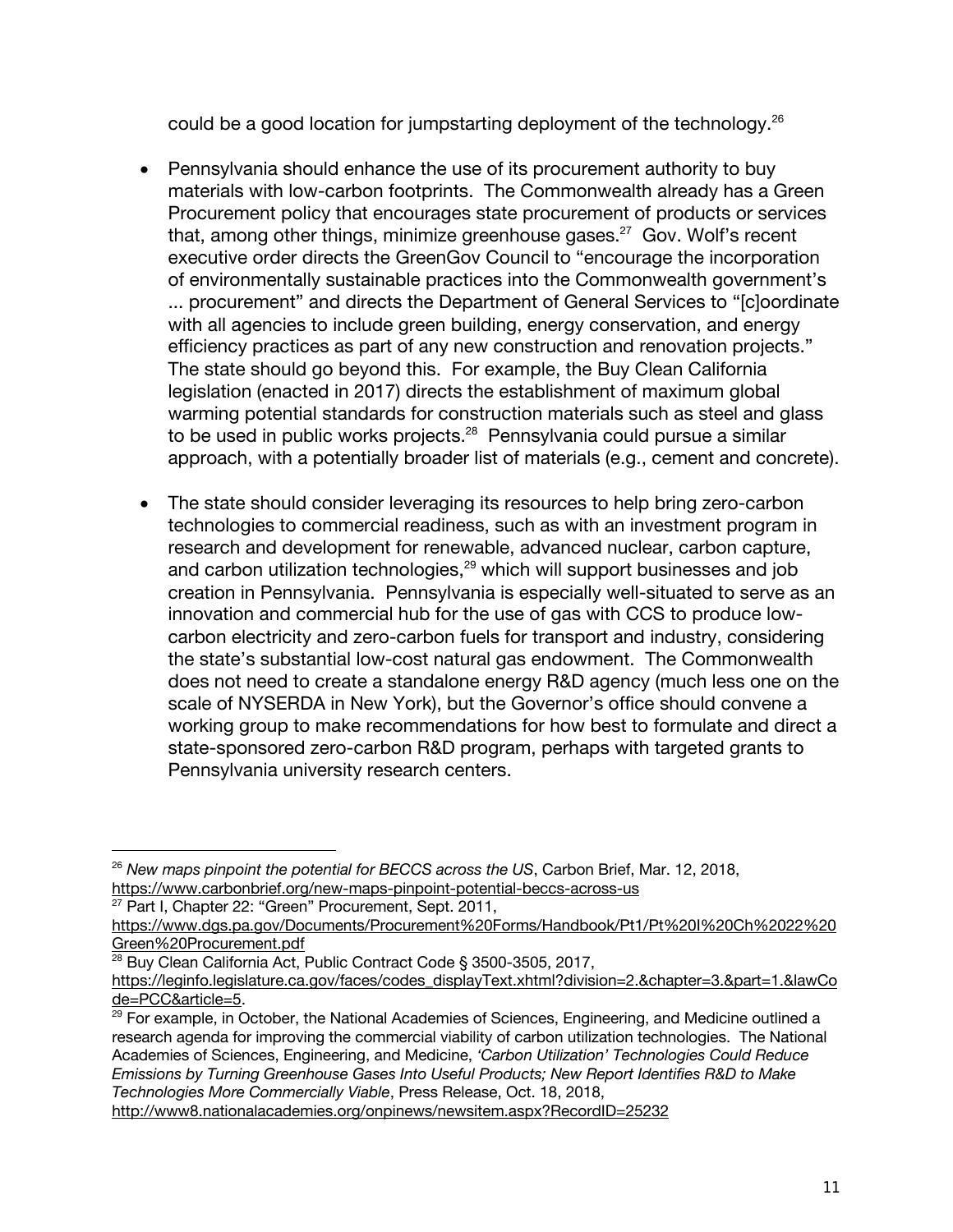could be a good location for jumpstarting deployment of the technology.[26]

- Pennsylvania should enhance the use of its procurement authority to buy materials with low-carbon footprints. The Commonwealth already has a Green Procurement policy that encourages state procurement of products or services that, among other things, minimize greenhouse gases.[27] Gov. Wolf's recent executive order directs the GreenGov Council to "encourage the incorporation of environmentally sustainable practices into the Commonwealth government's ... procurement" and directs the Department of General Services to "[c]oordinate with all agencies to include green building, energy conservation, and energy efficiency practices as part of any new construction and renovation projects." The state should go beyond this. For example, the Buy Clean California legislation (enacted in 2017) directs the establishment of maximum global warming potential standards for construction materials such as steel and glass to be used in public works projects.[28] Pennsylvania could pursue a similar approach, with a potentially broader list of materials (e.g., cement and concrete).

- The state should consider leveraging its resources to help bring zero-carbon technologies to commercial readiness, such as with an investment program in research and development for renewable, advanced nuclear, carbon capture, and carbon utilization technologies,[29] which will support businesses and job creation in Pennsylvania. Pennsylvania is especially well-situated to serve as an innovation and commercial hub for the use of gas with CCS to produce low-carbon electricity and zero-carbon fuels for transport and industry, considering the state's substantial low-cost natural gas endowment. The Commonwealth does not need to create a standalone energy R&D agency (much less one on the scale of NYSERDA in New York), but the Governor's office should convene a working group to make recommendations for how best to formulate and direct a state-sponsored zero-carbon R&D program, perhaps with targeted grants to Pennsylvania university research centers.

---

[26] *New maps pinpoint the potential for BECCS across the US*, Carbon Brief, Mar. 12, 2018, https://www.carbonbrief.org/new-maps-pinpoint-potential-beccs-across-us

[27] Part I, Chapter 22: "Green" Procurement, Sept. 2011, https://www.dgs.pa.gov/Documents/Procurement%20Forms/Handbook/Pt1/Pt%20I%20Ch%2022%20Green%20Procurement.pdf

[28] Buy Clean California Act, Public Contract Code § 3500-3505, 2017, https://leginfo.legislature.ca.gov/faces/codes_displayText.xhtml?division=2.&chapter=3.&part=1.&lawCode=PCC&article=5.

[29] For example, in October, the National Academies of Sciences, Engineering, and Medicine outlined a research agenda for improving the commercial viability of carbon utilization technologies. The National Academies of Sciences, Engineering, and Medicine, *'Carbon Utilization' Technologies Could Reduce Emissions by Turning Greenhouse Gases Into Useful Products; New Report Identifies R&D to Make Technologies More Commercially Viable*, Press Release, Oct. 18, 2018, http://www8.nationalacademies.org/onpinews/newsitem.aspx?RecordID=25232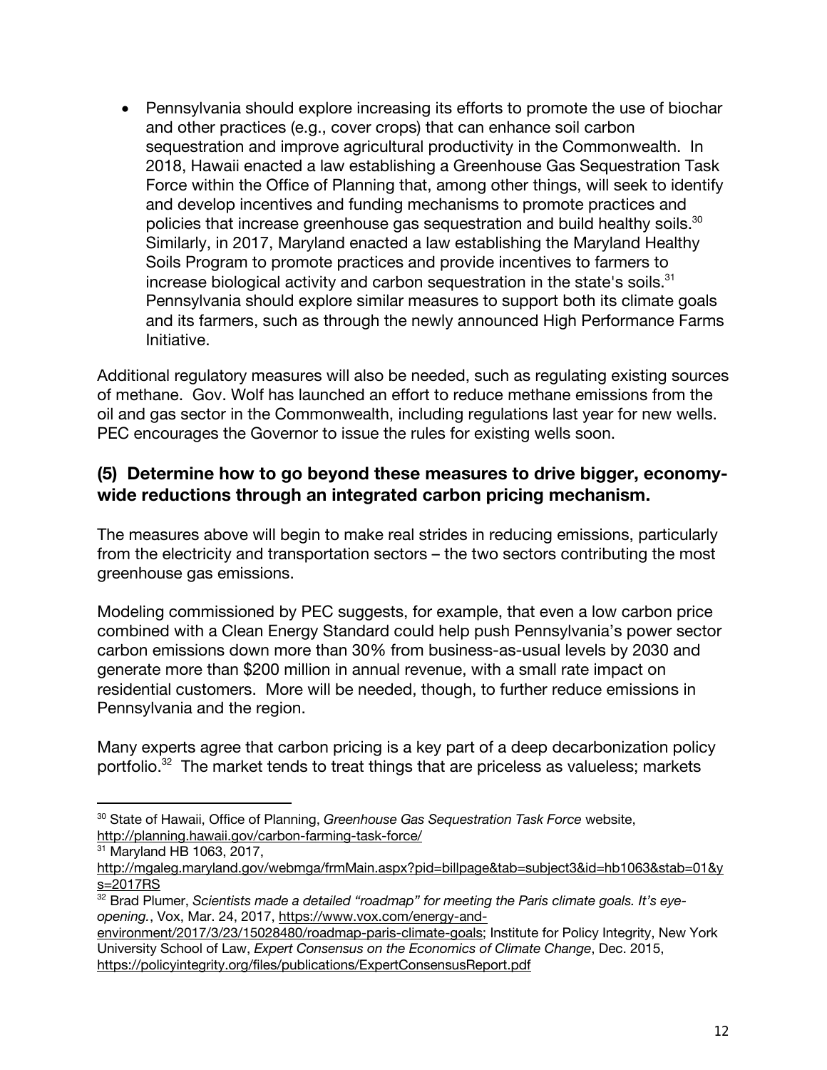- Pennsylvania should explore increasing its efforts to promote the use of biochar and other practices (e.g., cover crops) that can enhance soil carbon sequestration and improve agricultural productivity in the Commonwealth. In 2018, Hawaii enacted a law establishing a Greenhouse Gas Sequestration Task Force within the Office of Planning that, among other things, will seek to identify and develop incentives and funding mechanisms to promote practices and policies that increase greenhouse gas sequestration and build healthy soils.[30] Similarly, in 2017, Maryland enacted a law establishing the Maryland Healthy Soils Program to promote practices and provide incentives to farmers to increase biological activity and carbon sequestration in the state's soils.[31] Pennsylvania should explore similar measures to support both its climate goals and its farmers, such as through the newly announced High Performance Farms Initiative.

Additional regulatory measures will also be needed, such as regulating existing sources of methane. Gov. Wolf has launched an effort to reduce methane emissions from the oil and gas sector in the Commonwealth, including regulations last year for new wells. PEC encourages the Governor to issue the rules for existing wells soon.

### (5) Determine how to go beyond these measures to drive bigger, economy-wide reductions through an integrated carbon pricing mechanism.

The measures above will begin to make real strides in reducing emissions, particularly from the electricity and transportation sectors – the two sectors contributing the most greenhouse gas emissions.

Modeling commissioned by PEC suggests, for example, that even a low carbon price combined with a Clean Energy Standard could help push Pennsylvania's power sector carbon emissions down more than 30% from business-as-usual levels by 2030 and generate more than $200 million in annual revenue, with a small rate impact on residential customers. More will be needed, though, to further reduce emissions in Pennsylvania and the region.

Many experts agree that carbon pricing is a key part of a deep decarbonization policy portfolio.[32] The market tends to treat things that are priceless as valueless; markets

---

[30] State of Hawaii, Office of Planning, *Greenhouse Gas Sequestration Task Force* website, http://planning.hawaii.gov/carbon-farming-task-force/

[31] Maryland HB 1063, 2017, http://mgaleg.maryland.gov/webmga/frmMain.aspx?pid=billpage&tab=subject3&id=hb1063&stab=01&ys=2017RS

[32] Brad Plumer, *Scientists made a detailed "roadmap" for meeting the Paris climate goals. It's eye-opening.*, Vox, Mar. 24, 2017, https://www.vox.com/energy-and-environment/2017/3/23/15028480/roadmap-paris-climate-goals; Institute for Policy Integrity, New York University School of Law, *Expert Consensus on the Economics of Climate Change*, Dec. 2015, https://policyintegrity.org/files/publications/ExpertConsensusReport.pdf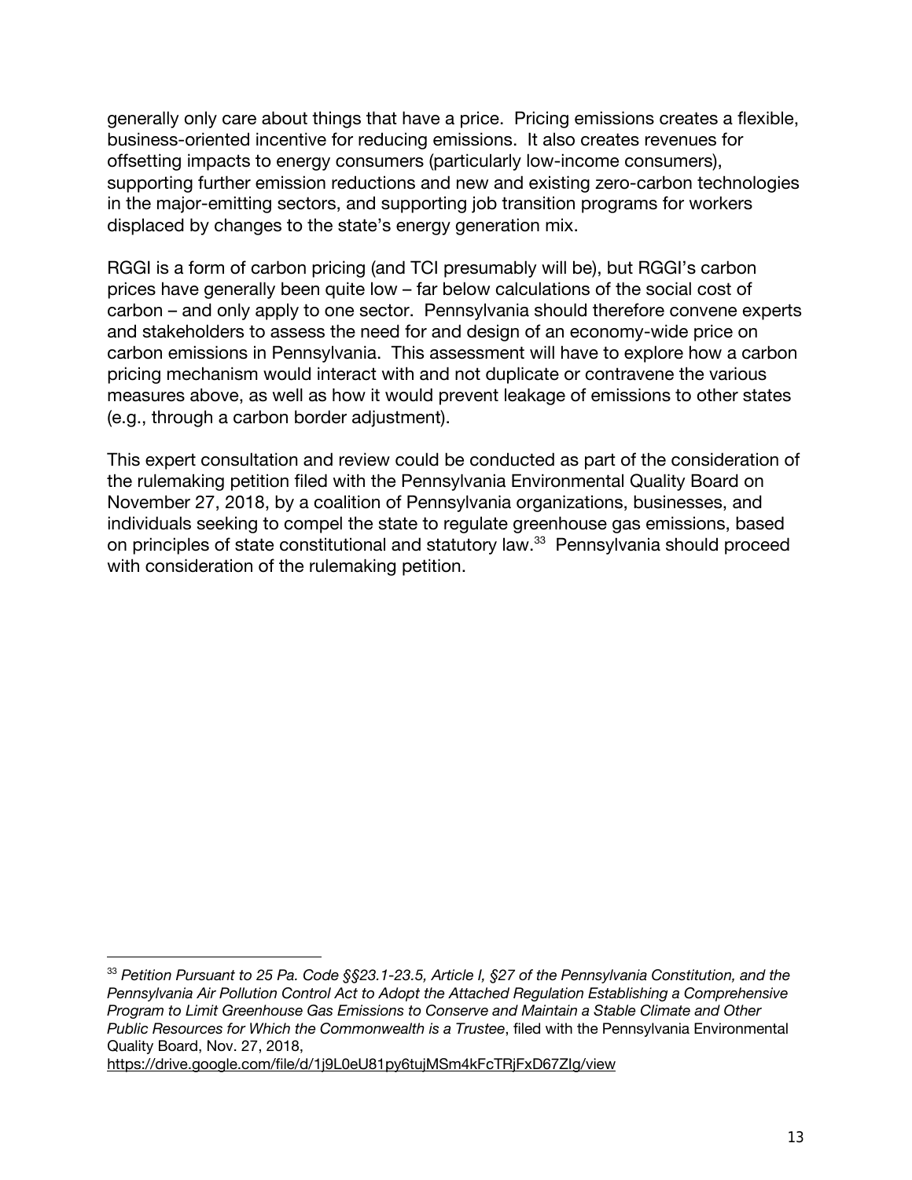generally only care about things that have a price. Pricing emissions creates a flexible, business-oriented incentive for reducing emissions. It also creates revenues for offsetting impacts to energy consumers (particularly low-income consumers), supporting further emission reductions and new and existing zero-carbon technologies in the major-emitting sectors, and supporting job transition programs for workers displaced by changes to the state's energy generation mix.

RGGI is a form of carbon pricing (and TCI presumably will be), but RGGI's carbon prices have generally been quite low – far below calculations of the social cost of carbon – and only apply to one sector. Pennsylvania should therefore convene experts and stakeholders to assess the need for and design of an economy-wide price on carbon emissions in Pennsylvania. This assessment will have to explore how a carbon pricing mechanism would interact with and not duplicate or contravene the various measures above, as well as how it would prevent leakage of emissions to other states (e.g., through a carbon border adjustment).

This expert consultation and review could be conducted as part of the consideration of the rulemaking petition filed with the Pennsylvania Environmental Quality Board on November 27, 2018, by a coalition of Pennsylvania organizations, businesses, and individuals seeking to compel the state to regulate greenhouse gas emissions, based on principles of state constitutional and statutory law.[33] Pennsylvania should proceed with consideration of the rulemaking petition.

---

[33] *Petition Pursuant to 25 Pa. Code §§23.1-23.5, Article I, §27 of the Pennsylvania Constitution, and the Pennsylvania Air Pollution Control Act to Adopt the Attached Regulation Establishing a Comprehensive Program to Limit Greenhouse Gas Emissions to Conserve and Maintain a Stable Climate and Other Public Resources for Which the Commonwealth is a Trustee*, filed with the Pennsylvania Environmental Quality Board, Nov. 27, 2018, https://drive.google.com/file/d/1j9L0eU81py6tujMSm4kFcTRjFxD67ZIg/view